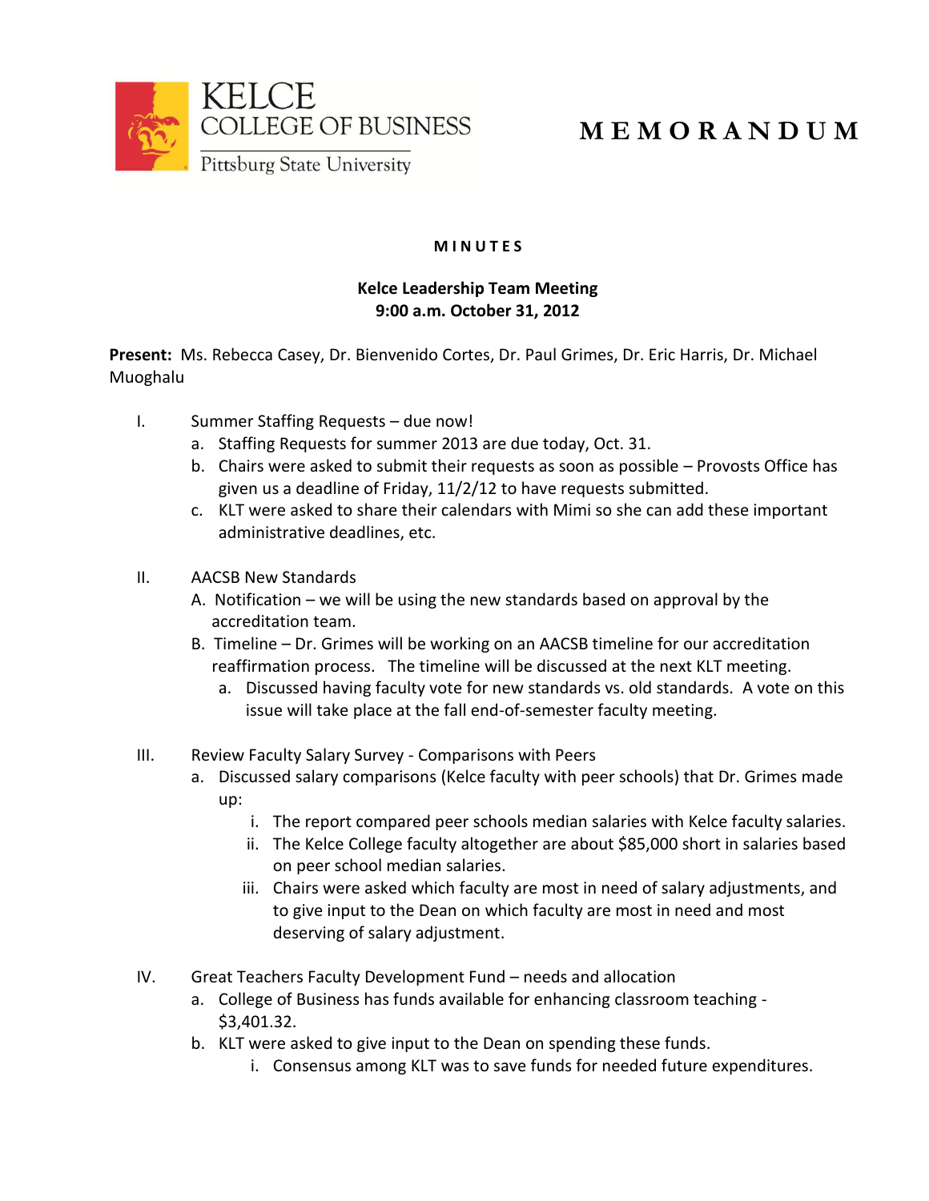KELCE
COLLEGE OF BUSINESS
Pittsburg State University

# M E M O R A N D U M

**M I N U T E S**

**Kelce Leadership Team Meeting**
**9:00 a.m. October 31, 2012**

**Present:** Ms. Rebecca Casey, Dr. Bienvenido Cortes, Dr. Paul Grimes, Dr. Eric Harris, Dr. Michael Muoghalu

I. Summer Staffing Requests – due now!
   a. Staffing Requests for summer 2013 are due today, Oct. 31.
   b. Chairs were asked to submit their requests as soon as possible – Provosts Office has given us a deadline of Friday, 11/2/12 to have requests submitted.
   c. KLT were asked to share their calendars with Mimi so she can add these important administrative deadlines, etc.

II. AACSB New Standards
   A. Notification – we will be using the new standards based on approval by the accreditation team.
   B. Timeline – Dr. Grimes will be working on an AACSB timeline for our accreditation reaffirmation process. The timeline will be discussed at the next KLT meeting.
      a. Discussed having faculty vote for new standards vs. old standards. A vote on this issue will take place at the fall end-of-semester faculty meeting.

III. Review Faculty Salary Survey - Comparisons with Peers
   a. Discussed salary comparisons (Kelce faculty with peer schools) that Dr. Grimes made up:
      i. The report compared peer schools median salaries with Kelce faculty salaries.
      ii. The Kelce College faculty altogether are about $85,000 short in salaries based on peer school median salaries.
      iii. Chairs were asked which faculty are most in need of salary adjustments, and to give input to the Dean on which faculty are most in need and most deserving of salary adjustment.

IV. Great Teachers Faculty Development Fund – needs and allocation
   a. College of Business has funds available for enhancing classroom teaching - $3,401.32.
   b. KLT were asked to give input to the Dean on spending these funds.
      i. Consensus among KLT was to save funds for needed future expenditures.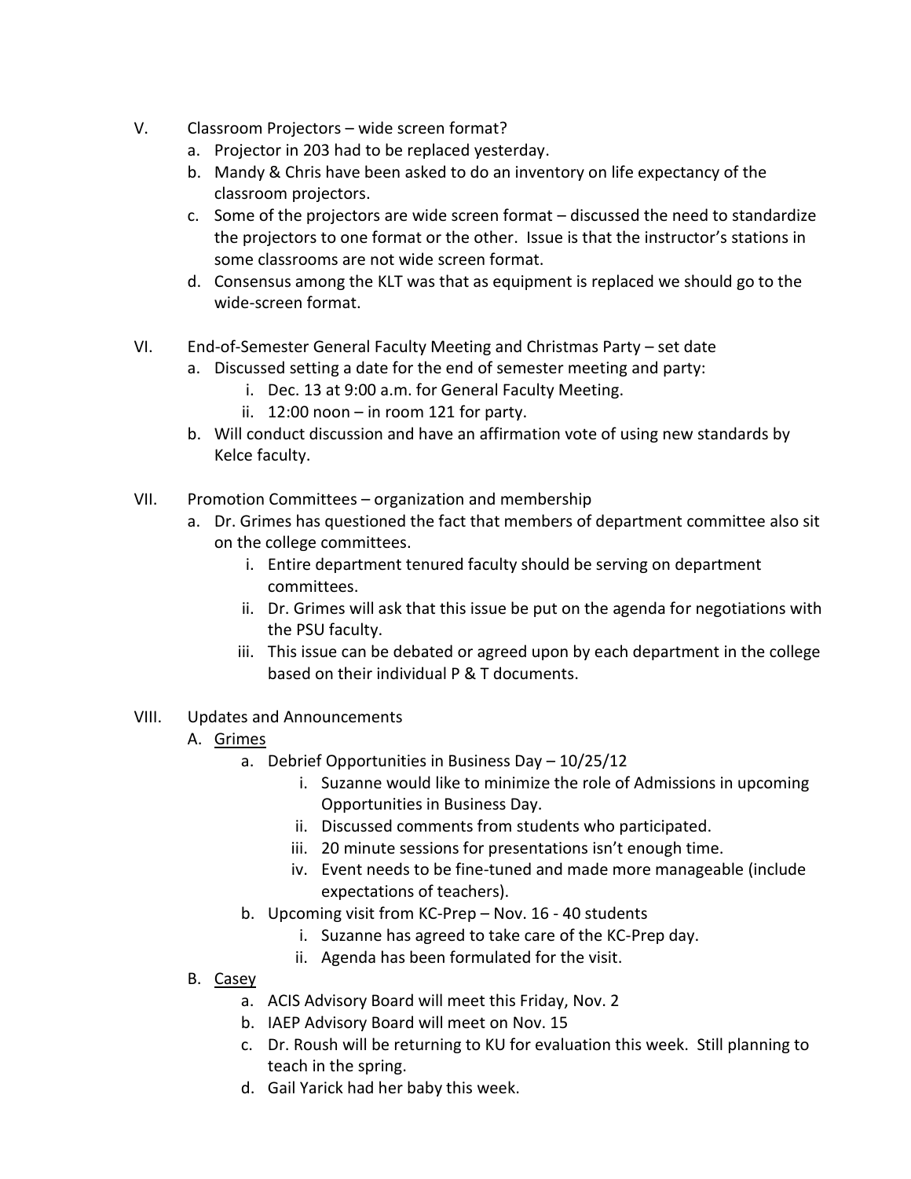V. Classroom Projectors – wide screen format?
   a. Projector in 203 had to be replaced yesterday.
   b. Mandy & Chris have been asked to do an inventory on life expectancy of the classroom projectors.
   c. Some of the projectors are wide screen format – discussed the need to standardize the projectors to one format or the other. Issue is that the instructor's stations in some classrooms are not wide screen format.
   d. Consensus among the KLT was that as equipment is replaced we should go to the wide-screen format.

VI. End-of-Semester General Faculty Meeting and Christmas Party – set date
   a. Discussed setting a date for the end of semester meeting and party:
      i. Dec. 13 at 9:00 a.m. for General Faculty Meeting.
      ii. 12:00 noon – in room 121 for party.
   b. Will conduct discussion and have an affirmation vote of using new standards by Kelce faculty.

VII. Promotion Committees – organization and membership
   a. Dr. Grimes has questioned the fact that members of department committee also sit on the college committees.
      i. Entire department tenured faculty should be serving on department committees.
      ii. Dr. Grimes will ask that this issue be put on the agenda for negotiations with the PSU faculty.
      iii. This issue can be debated or agreed upon by each department in the college based on their individual P & T documents.

VIII. Updates and Announcements
   A. <u>Grimes</u>
      a. Debrief Opportunities in Business Day – 10/25/12
         i. Suzanne would like to minimize the role of Admissions in upcoming Opportunities in Business Day.
         ii. Discussed comments from students who participated.
         iii. 20 minute sessions for presentations isn't enough time.
         iv. Event needs to be fine-tuned and made more manageable (include expectations of teachers).
      b. Upcoming visit from KC-Prep – Nov. 16 - 40 students
         i. Suzanne has agreed to take care of the KC-Prep day.
         ii. Agenda has been formulated for the visit.
   B. <u>Casey</u>
      a. ACIS Advisory Board will meet this Friday, Nov. 2
      b. IAEP Advisory Board will meet on Nov. 15
      c. Dr. Roush will be returning to KU for evaluation this week. Still planning to teach in the spring.
      d. Gail Yarick had her baby this week.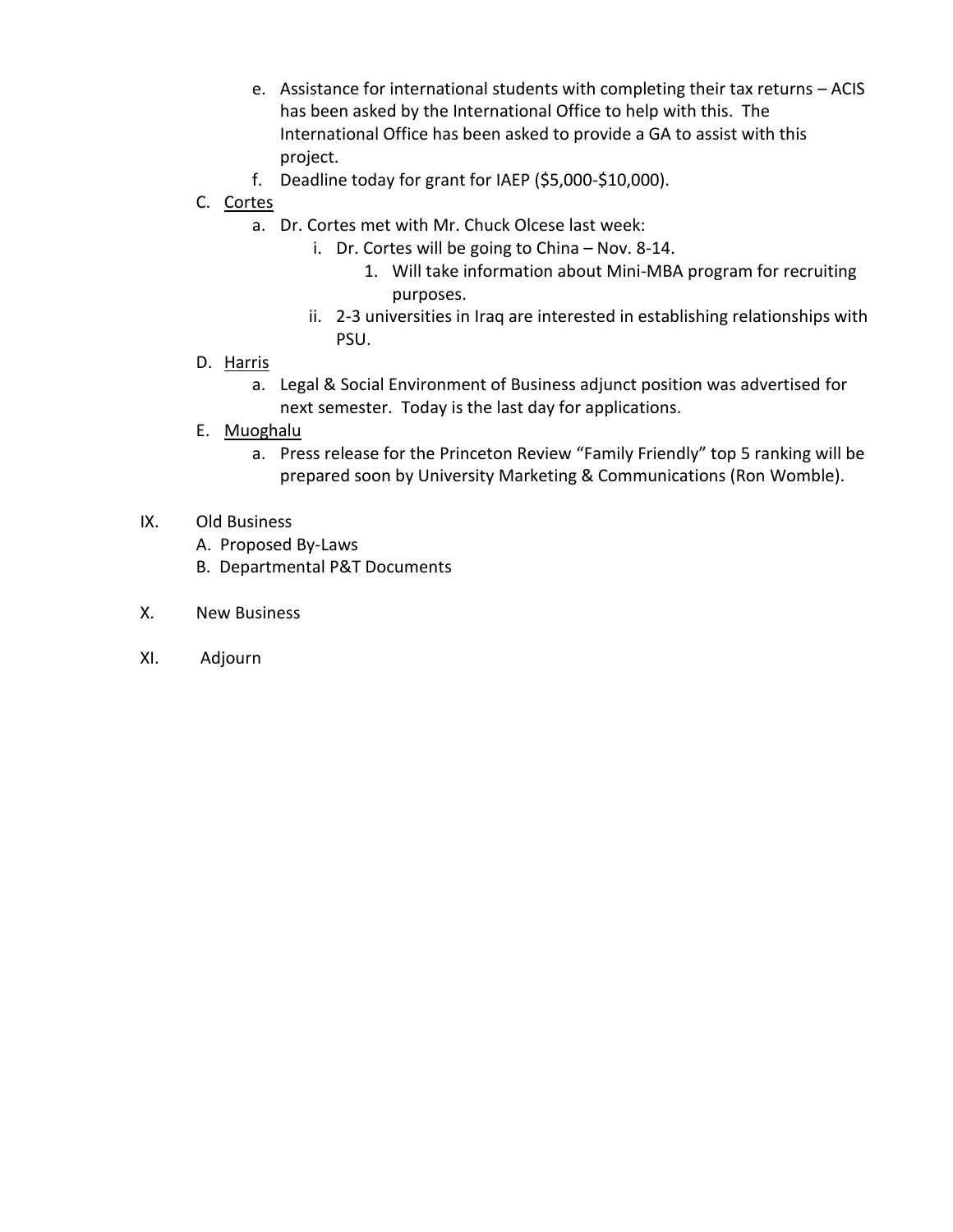e. Assistance for international students with completing their tax returns – ACIS has been asked by the International Office to help with this. The International Office has been asked to provide a GA to assist with this project.
f. Deadline today for grant for IAEP ($5,000-$10,000).

C. Cortes

a. Dr. Cortes met with Mr. Chuck Olcese last week:
   i. Dr. Cortes will be going to China – Nov. 8-14.
      1. Will take information about Mini-MBA program for recruiting purposes.
   ii. 2-3 universities in Iraq are interested in establishing relationships with PSU.

D. Harris

a. Legal & Social Environment of Business adjunct position was advertised for next semester. Today is the last day for applications.

E. Muoghalu

a. Press release for the Princeton Review "Family Friendly" top 5 ranking will be prepared soon by University Marketing & Communications (Ron Womble).

IX. Old Business

A. Proposed By-Laws
B. Departmental P&T Documents

X. New Business

XI. Adjourn